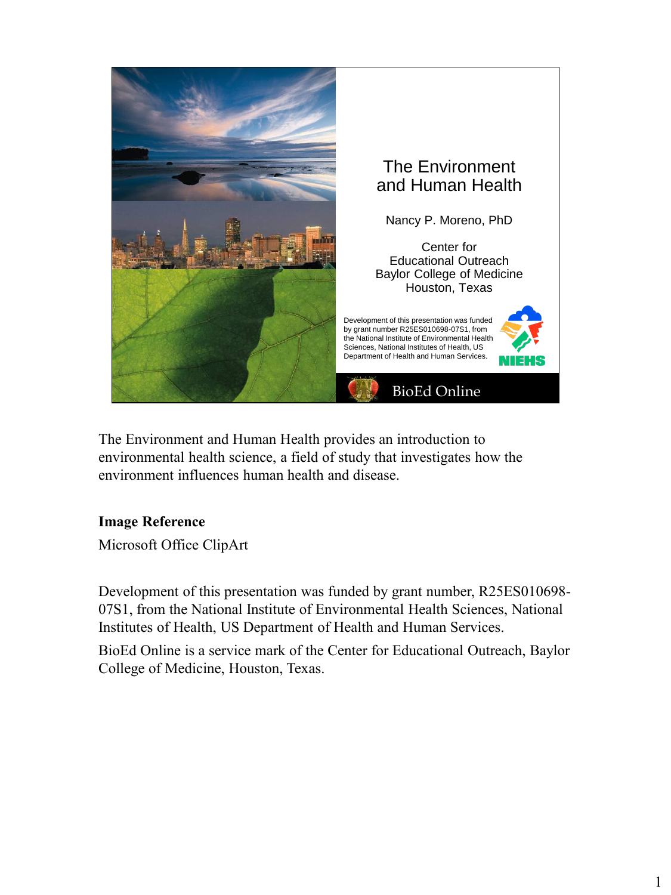# The Environment and Human Health

Nancy P. Moreno, PhD

Center for Educational Outreach
Baylor College of Medicine
Houston, Texas

Development of this presentation was funded by grant number R25ES010698-07S1, from the National Institute of Environmental Health Sciences, National Institutes of Health, US Department of Health and Human Services.

NIEHS

BioEd Online

The Environment and Human Health provides an introduction to environmental health science, a field of study that investigates how the environment influences human health and disease.

**Image Reference**

Microsoft Office ClipArt

Development of this presentation was funded by grant number, R25ES010698-07S1, from the National Institute of Environmental Health Sciences, National Institutes of Health, US Department of Health and Human Services.

BioEd Online is a service mark of the Center for Educational Outreach, Baylor College of Medicine, Houston, Texas.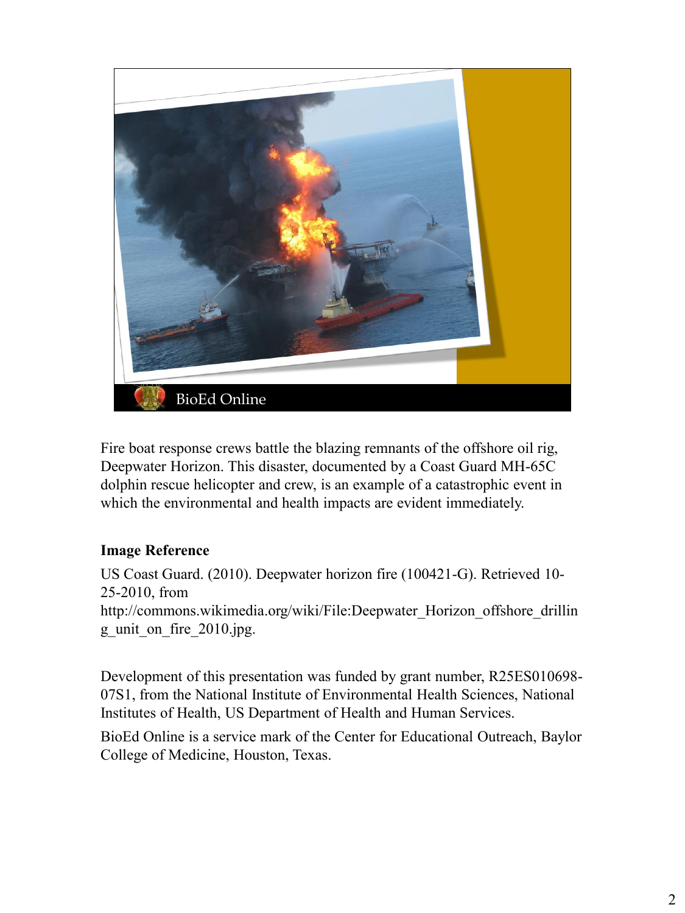BioEd Online

Fire boat response crews battle the blazing remnants of the offshore oil rig, Deepwater Horizon. This disaster, documented by a Coast Guard MH-65C dolphin rescue helicopter and crew, is an example of a catastrophic event in which the environmental and health impacts are evident immediately.

**Image Reference**

US Coast Guard. (2010). Deepwater horizon fire (100421-G). Retrieved 10-25-2010, from http://commons.wikimedia.org/wiki/File:Deepwater_Horizon_offshore_drilling_unit_on_fire_2010.jpg.

Development of this presentation was funded by grant number, R25ES010698-07S1, from the National Institute of Environmental Health Sciences, National Institutes of Health, US Department of Health and Human Services.

BioEd Online is a service mark of the Center for Educational Outreach, Baylor College of Medicine, Houston, Texas.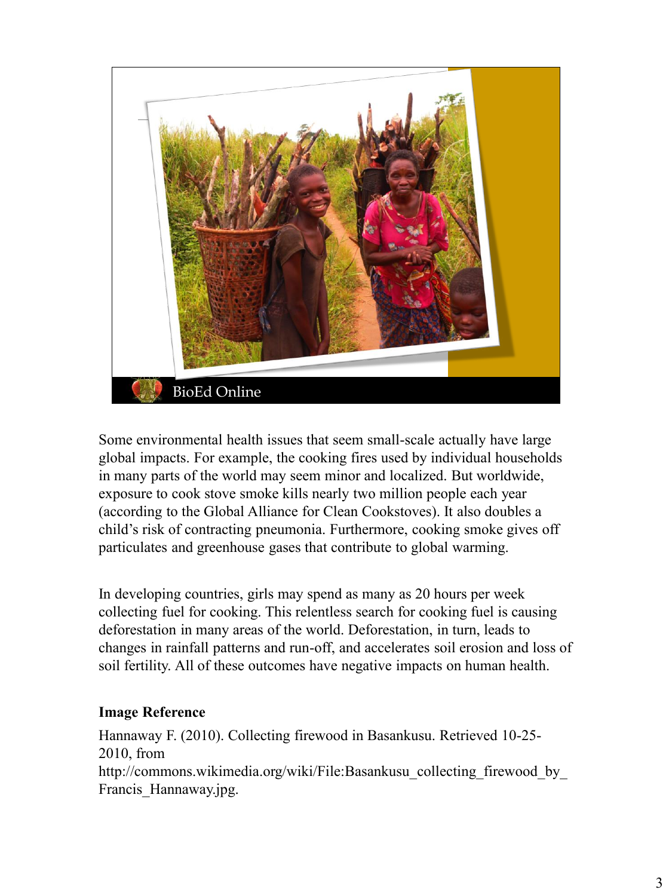Some environmental health issues that seem small-scale actually have large global impacts. For example, the cooking fires used by individual households in many parts of the world may seem minor and localized. But worldwide, exposure to cook stove smoke kills nearly two million people each year (according to the Global Alliance for Clean Cookstoves). It also doubles a child's risk of contracting pneumonia. Furthermore, cooking smoke gives off particulates and greenhouse gases that contribute to global warming.

In developing countries, girls may spend as many as 20 hours per week collecting fuel for cooking. This relentless search for cooking fuel is causing deforestation in many areas of the world. Deforestation, in turn, leads to changes in rainfall patterns and run-off, and accelerates soil erosion and loss of soil fertility. All of these outcomes have negative impacts on human health.

**Image Reference**

Hannaway F. (2010). Collecting firewood in Basankusu. Retrieved 10-25-2010, from http://commons.wikimedia.org/wiki/File:Basankusu_collecting_firewood_by_Francis_Hannaway.jpg.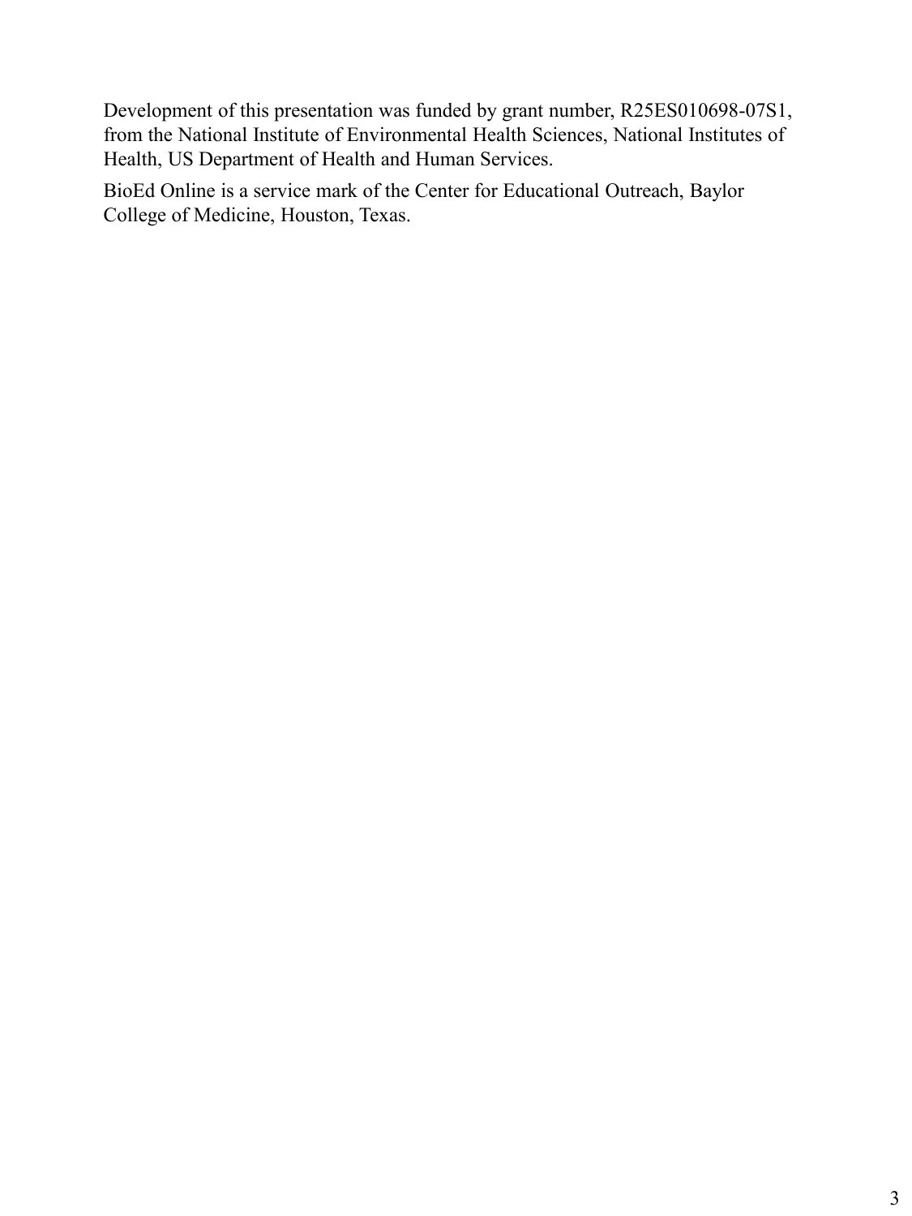Development of this presentation was funded by grant number, R25ES010698-07S1, from the National Institute of Environmental Health Sciences, National Institutes of Health, US Department of Health and Human Services.

BioEd Online is a service mark of the Center for Educational Outreach, Baylor College of Medicine, Houston, Texas.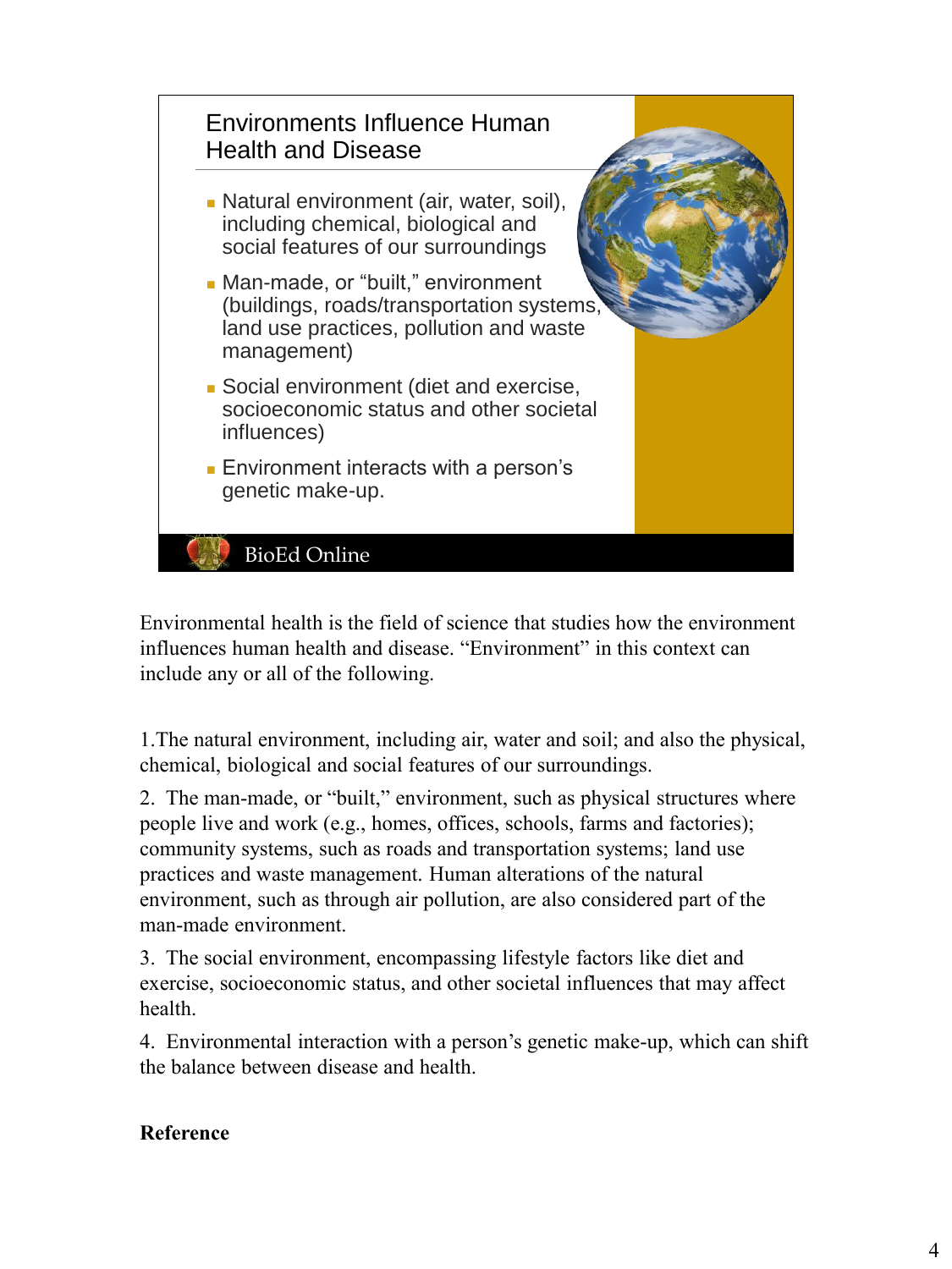## Environments Influence Human Health and Disease

- Natural environment (air, water, soil), including chemical, biological and social features of our surroundings
- Man-made, or "built," environment (buildings, roads/transportation systems, land use practices, pollution and waste management)
- Social environment (diet and exercise, socioeconomic status and other societal influences)
- Environment interacts with a person's genetic make-up.

BioEd Online

Environmental health is the field of science that studies how the environment influences human health and disease. "Environment" in this context can include any or all of the following.

1. The natural environment, including air, water and soil; and also the physical, chemical, biological and social features of our surroundings.
2. The man-made, or "built," environment, such as physical structures where people live and work (e.g., homes, offices, schools, farms and factories); community systems, such as roads and transportation systems; land use practices and waste management. Human alterations of the natural environment, such as through air pollution, are also considered part of the man-made environment.
3. The social environment, encompassing lifestyle factors like diet and exercise, socioeconomic status, and other societal influences that may affect health.
4. Environmental interaction with a person's genetic make-up, which can shift the balance between disease and health.

**Reference**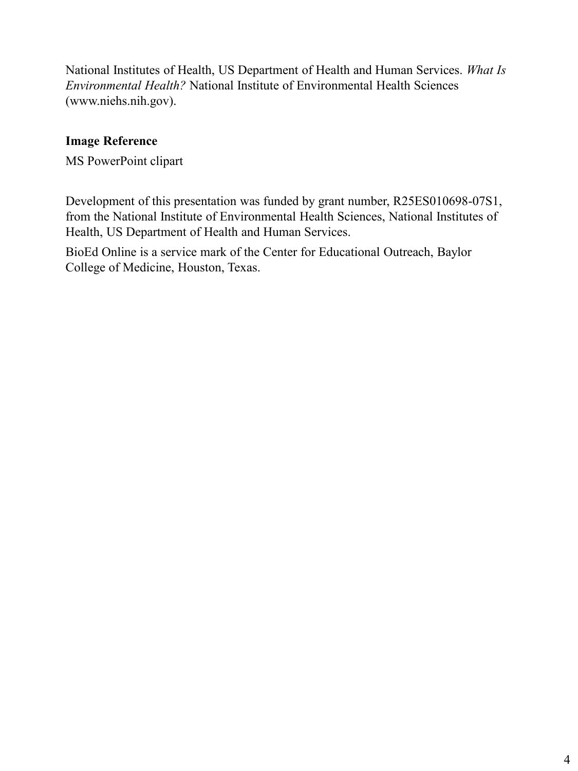National Institutes of Health, US Department of Health and Human Services. *What Is Environmental Health?* National Institute of Environmental Health Sciences (www.niehs.nih.gov).

**Image Reference**

MS PowerPoint clipart

Development of this presentation was funded by grant number, R25ES010698-07S1, from the National Institute of Environmental Health Sciences, National Institutes of Health, US Department of Health and Human Services.

BioEd Online is a service mark of the Center for Educational Outreach, Baylor College of Medicine, Houston, Texas.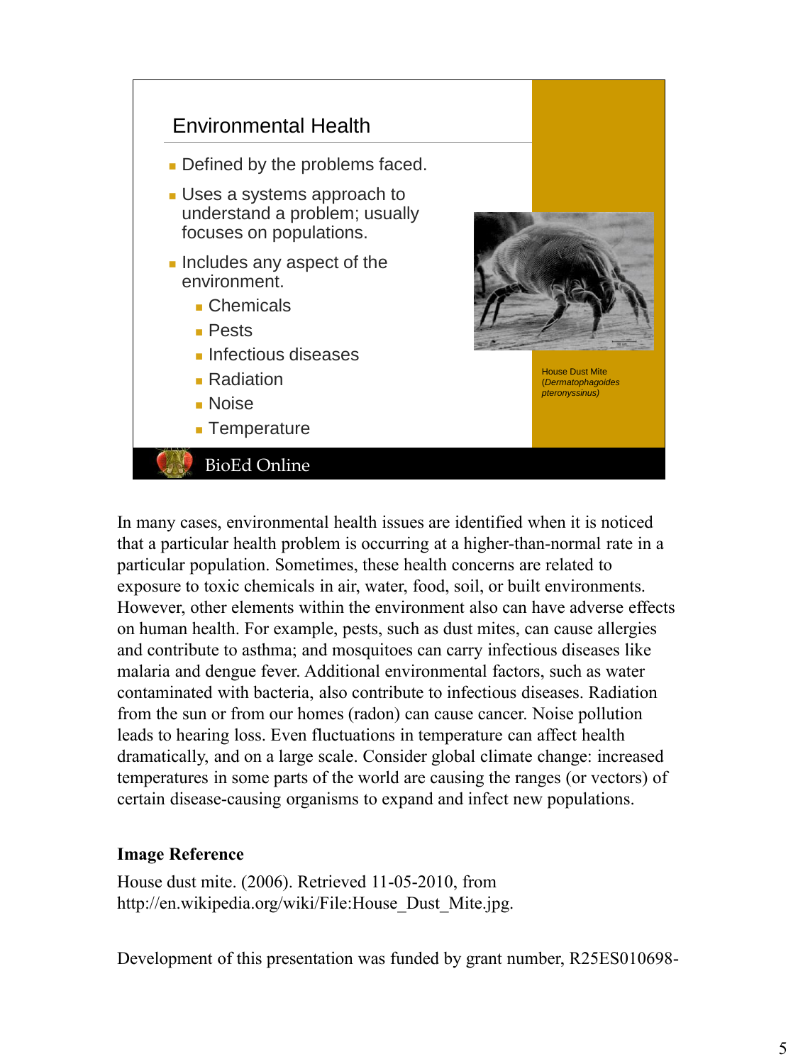## Environmental Health

- Defined by the problems faced.
- Uses a systems approach to understand a problem; usually focuses on populations.
- Includes any aspect of the environment.
  - Chemicals
  - Pests
  - Infectious diseases
  - Radiation
  - Noise
  - Temperature

House Dust Mite (*Dermatophagoides pteronyssinus)*

BioEd Online

In many cases, environmental health issues are identified when it is noticed that a particular health problem is occurring at a higher-than-normal rate in a particular population. Sometimes, these health concerns are related to exposure to toxic chemicals in air, water, food, soil, or built environments. However, other elements within the environment also can have adverse effects on human health. For example, pests, such as dust mites, can cause allergies and contribute to asthma; and mosquitoes can carry infectious diseases like malaria and dengue fever. Additional environmental factors, such as water contaminated with bacteria, also contribute to infectious diseases. Radiation from the sun or from our homes (radon) can cause cancer. Noise pollution leads to hearing loss. Even fluctuations in temperature can affect health dramatically, and on a large scale. Consider global climate change: increased temperatures in some parts of the world are causing the ranges (or vectors) of certain disease-causing organisms to expand and infect new populations.

**Image Reference**

House dust mite. (2006). Retrieved 11-05-2010, from http://en.wikipedia.org/wiki/File:House_Dust_Mite.jpg.

Development of this presentation was funded by grant number, R25ES010698-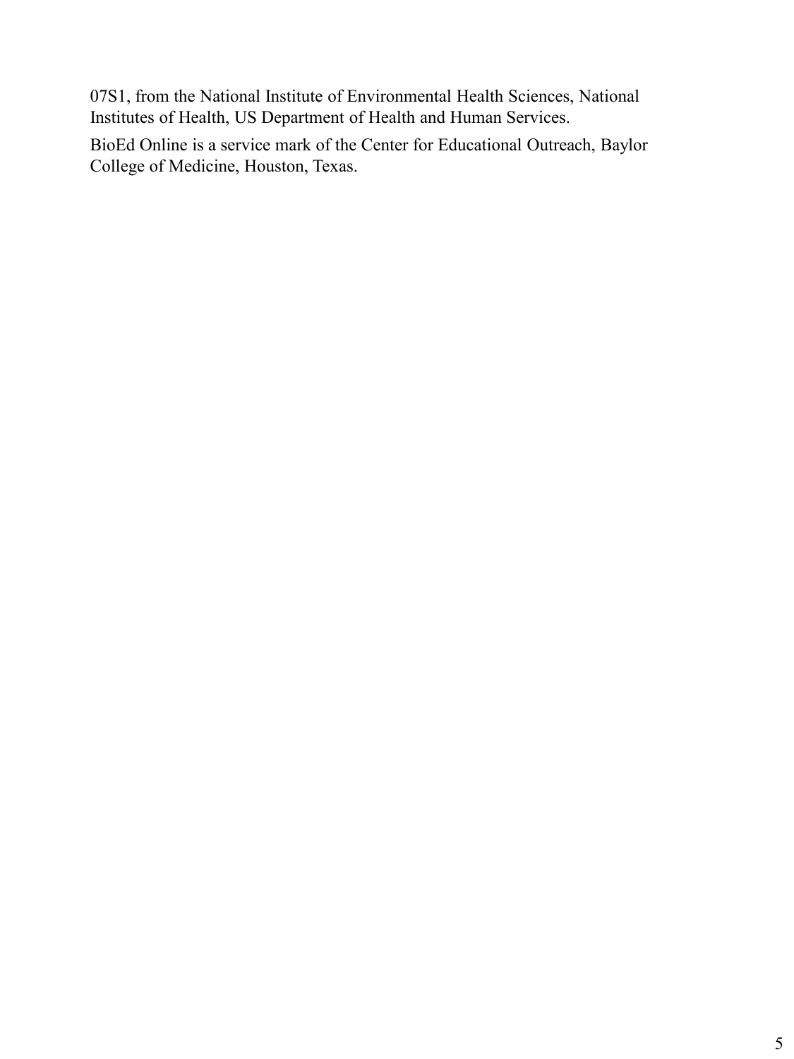07S1, from the National Institute of Environmental Health Sciences, National Institutes of Health, US Department of Health and Human Services.

BioEd Online is a service mark of the Center for Educational Outreach, Baylor College of Medicine, Houston, Texas.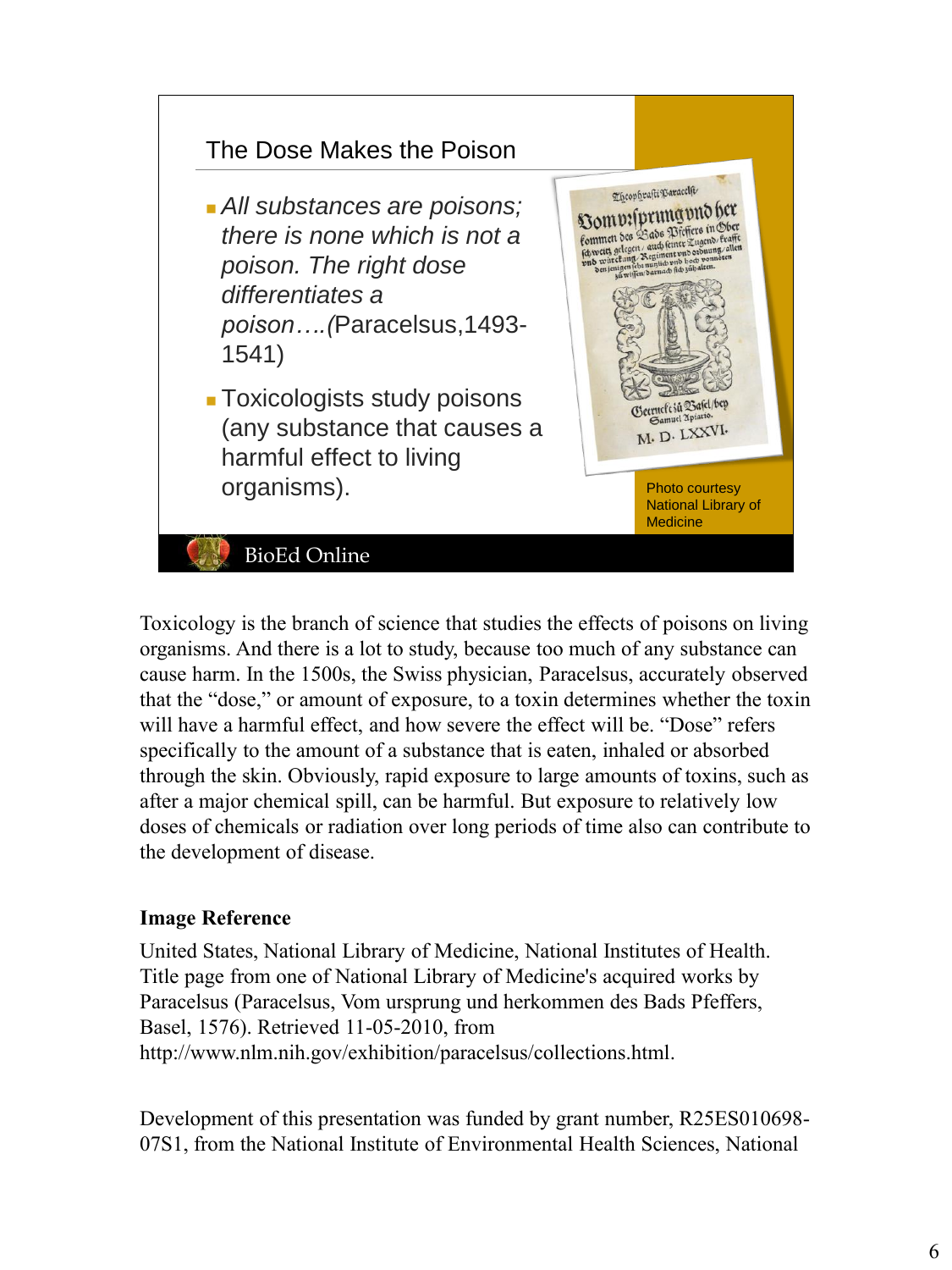## The Dose Makes the Poison

- *All substances are poisons; there is none which is not a poison. The right dose differentiates a poison….(*Paracelsus,1493-1541)
- Toxicologists study poisons (any substance that causes a harmful effect to living organisms).

Photo courtesy National Library of Medicine

BioEd Online

Toxicology is the branch of science that studies the effects of poisons on living organisms. And there is a lot to study, because too much of any substance can cause harm. In the 1500s, the Swiss physician, Paracelsus, accurately observed that the "dose," or amount of exposure, to a toxin determines whether the toxin will have a harmful effect, and how severe the effect will be. "Dose" refers specifically to the amount of a substance that is eaten, inhaled or absorbed through the skin. Obviously, rapid exposure to large amounts of toxins, such as after a major chemical spill, can be harmful. But exposure to relatively low doses of chemicals or radiation over long periods of time also can contribute to the development of disease.

**Image Reference**

United States, National Library of Medicine, National Institutes of Health. Title page from one of National Library of Medicine's acquired works by Paracelsus (Paracelsus, Vom ursprung und herkommen des Bads Pfeffers, Basel, 1576). Retrieved 11-05-2010, from http://www.nlm.nih.gov/exhibition/paracelsus/collections.html.

Development of this presentation was funded by grant number, R25ES010698-07S1, from the National Institute of Environmental Health Sciences, National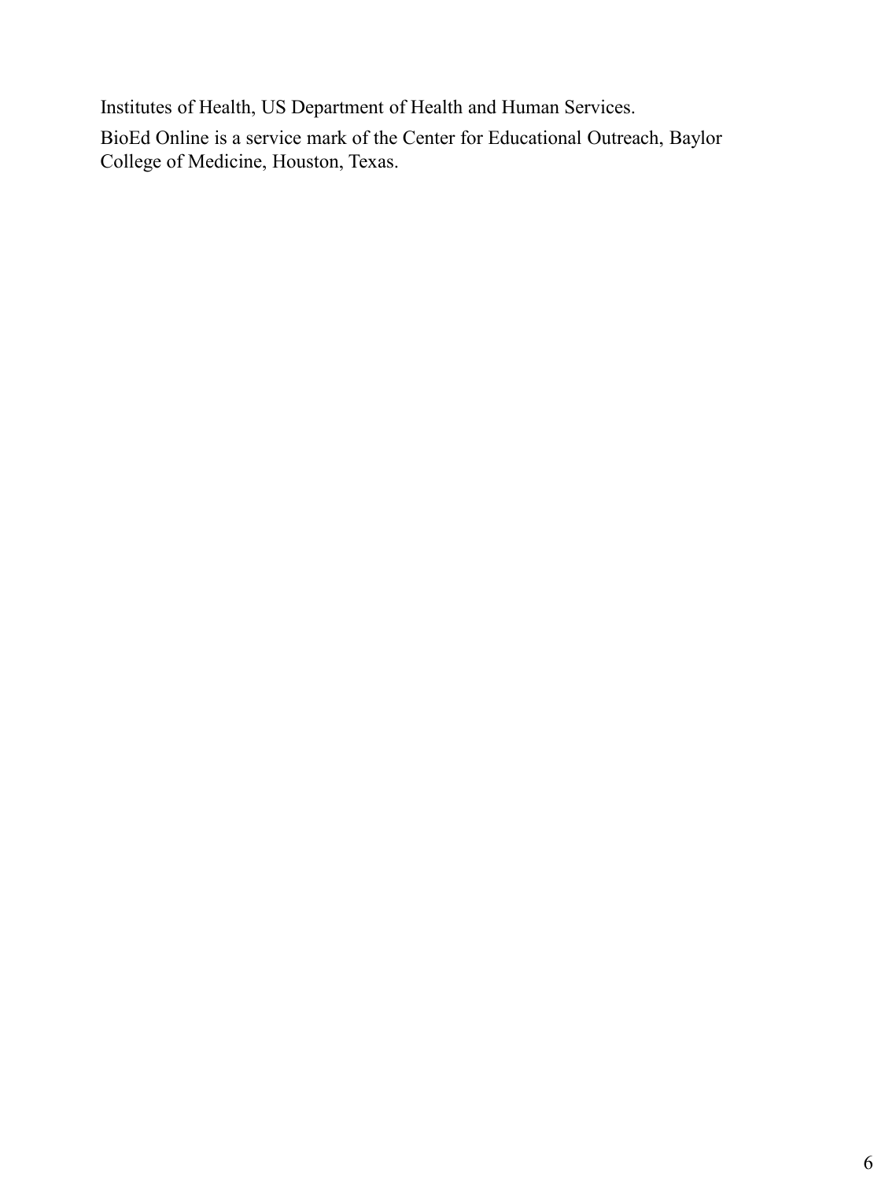Institutes of Health, US Department of Health and Human Services.

BioEd Online is a service mark of the Center for Educational Outreach, Baylor College of Medicine, Houston, Texas.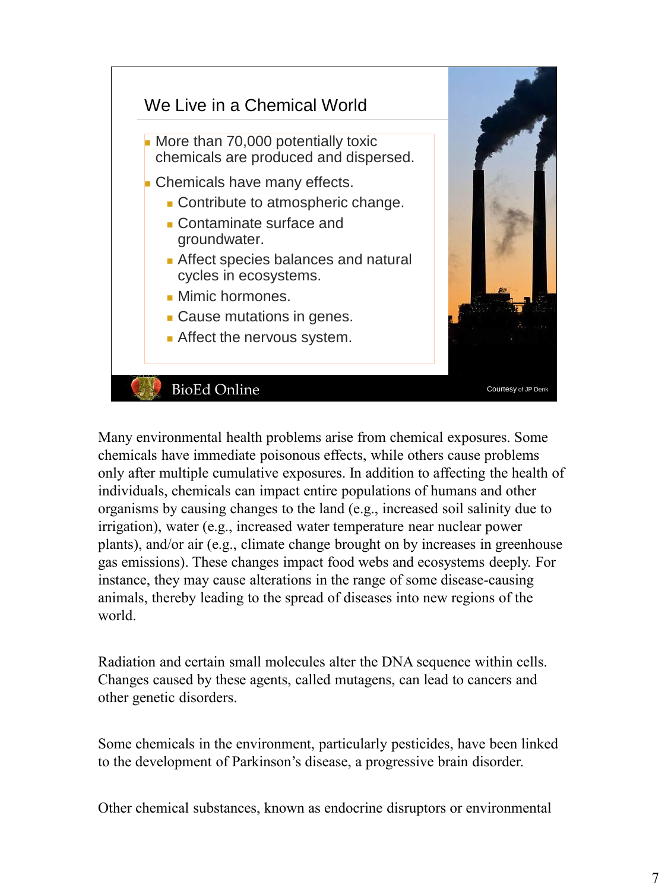## We Live in a Chemical World

- More than 70,000 potentially toxic chemicals are produced and dispersed.
- Chemicals have many effects.
  - Contribute to atmospheric change.
  - Contaminate surface and groundwater.
  - Affect species balances and natural cycles in ecosystems.
  - Mimic hormones.
  - Cause mutations in genes.
  - Affect the nervous system.

BioEd Online

Courtesy of JP Denk

Many environmental health problems arise from chemical exposures. Some chemicals have immediate poisonous effects, while others cause problems only after multiple cumulative exposures. In addition to affecting the health of individuals, chemicals can impact entire populations of humans and other organisms by causing changes to the land (e.g., increased soil salinity due to irrigation), water (e.g., increased water temperature near nuclear power plants), and/or air (e.g., climate change brought on by increases in greenhouse gas emissions). These changes impact food webs and ecosystems deeply. For instance, they may cause alterations in the range of some disease-causing animals, thereby leading to the spread of diseases into new regions of the world.

Radiation and certain small molecules alter the DNA sequence within cells. Changes caused by these agents, called mutagens, can lead to cancers and other genetic disorders.

Some chemicals in the environment, particularly pesticides, have been linked to the development of Parkinson's disease, a progressive brain disorder.

Other chemical substances, known as endocrine disruptors or environmental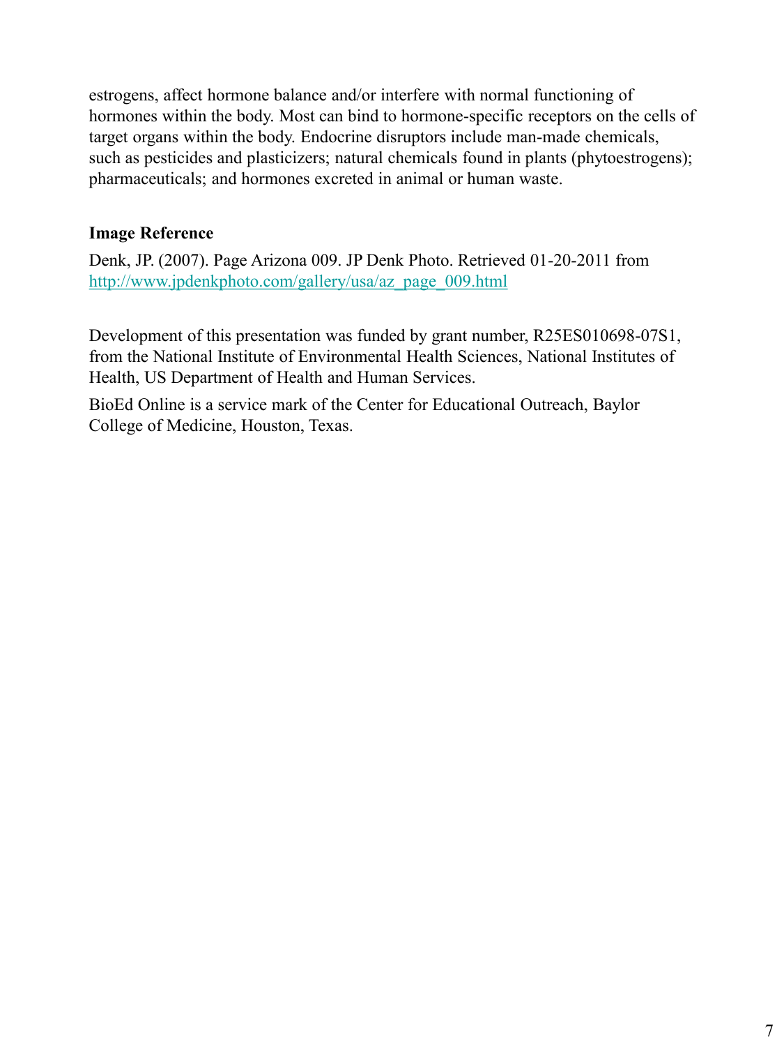estrogens, affect hormone balance and/or interfere with normal functioning of hormones within the body. Most can bind to hormone-specific receptors on the cells of target organs within the body. Endocrine disruptors include man-made chemicals, such as pesticides and plasticizers; natural chemicals found in plants (phytoestrogens); pharmaceuticals; and hormones excreted in animal or human waste.

**Image Reference**

Denk, JP. (2007). Page Arizona 009. JP Denk Photo. Retrieved 01-20-2011 from http://www.jpdenkphoto.com/gallery/usa/az_page_009.html

Development of this presentation was funded by grant number, R25ES010698-07S1, from the National Institute of Environmental Health Sciences, National Institutes of Health, US Department of Health and Human Services.

BioEd Online is a service mark of the Center for Educational Outreach, Baylor College of Medicine, Houston, Texas.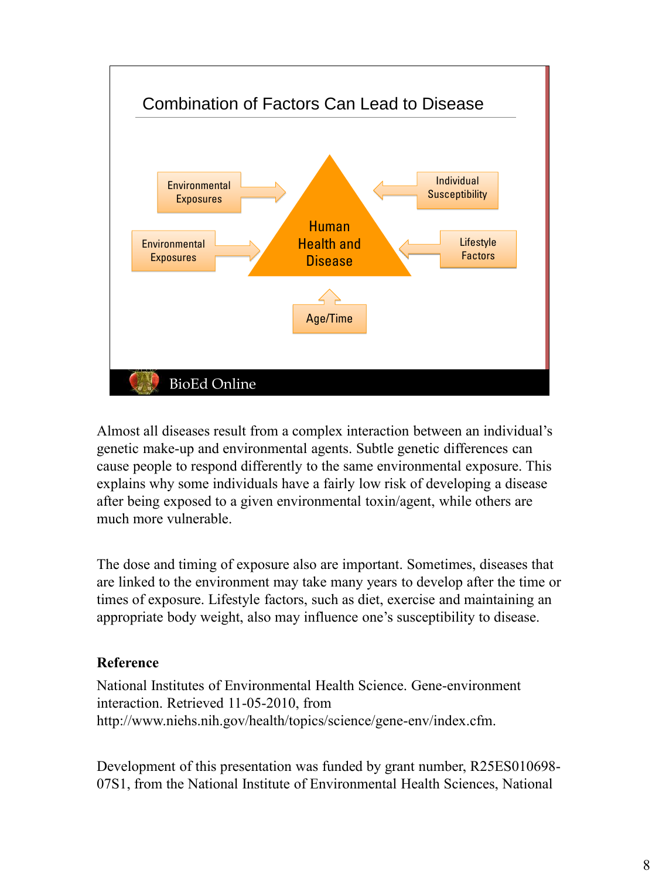## Combination of Factors Can Lead to Disease

Environmental Exposures

Environmental Exposures

Individual Susceptibility

Lifestyle Factors

Human Health and Disease

Age/Time

BioEd Online

Almost all diseases result from a complex interaction between an individual's genetic make-up and environmental agents. Subtle genetic differences can cause people to respond differently to the same environmental exposure. This explains why some individuals have a fairly low risk of developing a disease after being exposed to a given environmental toxin/agent, while others are much more vulnerable.

The dose and timing of exposure also are important. Sometimes, diseases that are linked to the environment may take many years to develop after the time or times of exposure. Lifestyle factors, such as diet, exercise and maintaining an appropriate body weight, also may influence one's susceptibility to disease.

**Reference**

National Institutes of Environmental Health Science. Gene-environment interaction. Retrieved 11-05-2010, from http://www.niehs.nih.gov/health/topics/science/gene-env/index.cfm.

Development of this presentation was funded by grant number, R25ES010698-07S1, from the National Institute of Environmental Health Sciences, National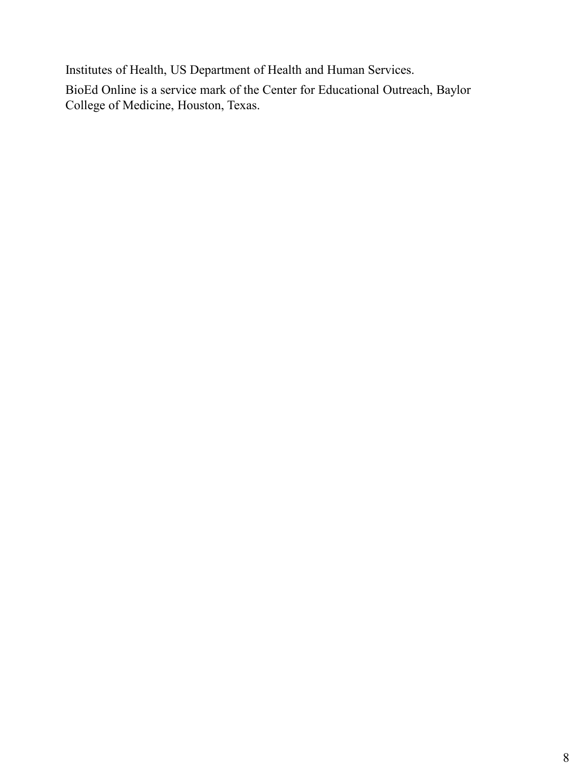Institutes of Health, US Department of Health and Human Services.

BioEd Online is a service mark of the Center for Educational Outreach, Baylor College of Medicine, Houston, Texas.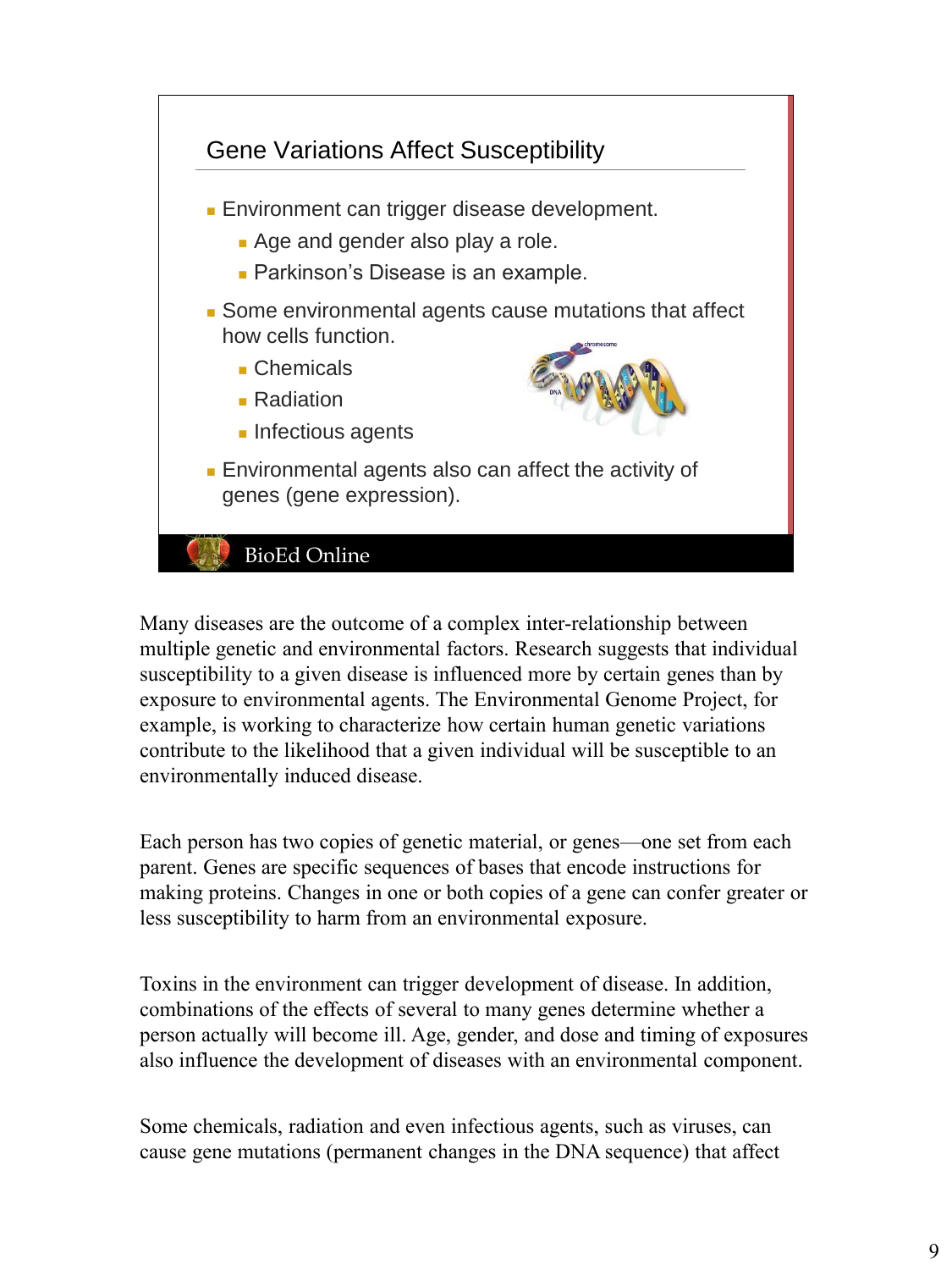## Gene Variations Affect Susceptibility

- Environment can trigger disease development.
  - Age and gender also play a role.
  - Parkinson's Disease is an example.
- Some environmental agents cause mutations that affect how cells function.
  - Chemicals
  - Radiation
  - Infectious agents
- Environmental agents also can affect the activity of genes (gene expression).

BioEd Online

Many diseases are the outcome of a complex inter-relationship between multiple genetic and environmental factors. Research suggests that individual susceptibility to a given disease is influenced more by certain genes than by exposure to environmental agents. The Environmental Genome Project, for example, is working to characterize how certain human genetic variations contribute to the likelihood that a given individual will be susceptible to an environmentally induced disease.

Each person has two copies of genetic material, or genes—one set from each parent. Genes are specific sequences of bases that encode instructions for making proteins. Changes in one or both copies of a gene can confer greater or less susceptibility to harm from an environmental exposure.

Toxins in the environment can trigger development of disease. In addition, combinations of the effects of several to many genes determine whether a person actually will become ill. Age, gender, and dose and timing of exposures also influence the development of diseases with an environmental component.

Some chemicals, radiation and even infectious agents, such as viruses, can cause gene mutations (permanent changes in the DNA sequence) that affect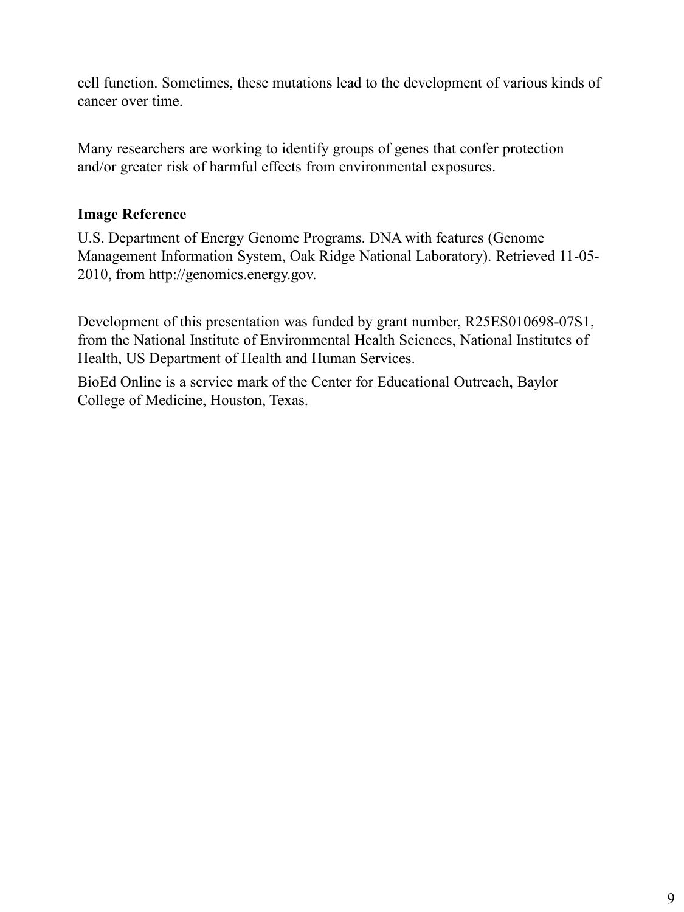cell function. Sometimes, these mutations lead to the development of various kinds of cancer over time.

Many researchers are working to identify groups of genes that confer protection and/or greater risk of harmful effects from environmental exposures.

**Image Reference**

U.S. Department of Energy Genome Programs. DNA with features (Genome Management Information System, Oak Ridge National Laboratory). Retrieved 11-05-2010, from http://genomics.energy.gov.

Development of this presentation was funded by grant number, R25ES010698-07S1, from the National Institute of Environmental Health Sciences, National Institutes of Health, US Department of Health and Human Services.

BioEd Online is a service mark of the Center for Educational Outreach, Baylor College of Medicine, Houston, Texas.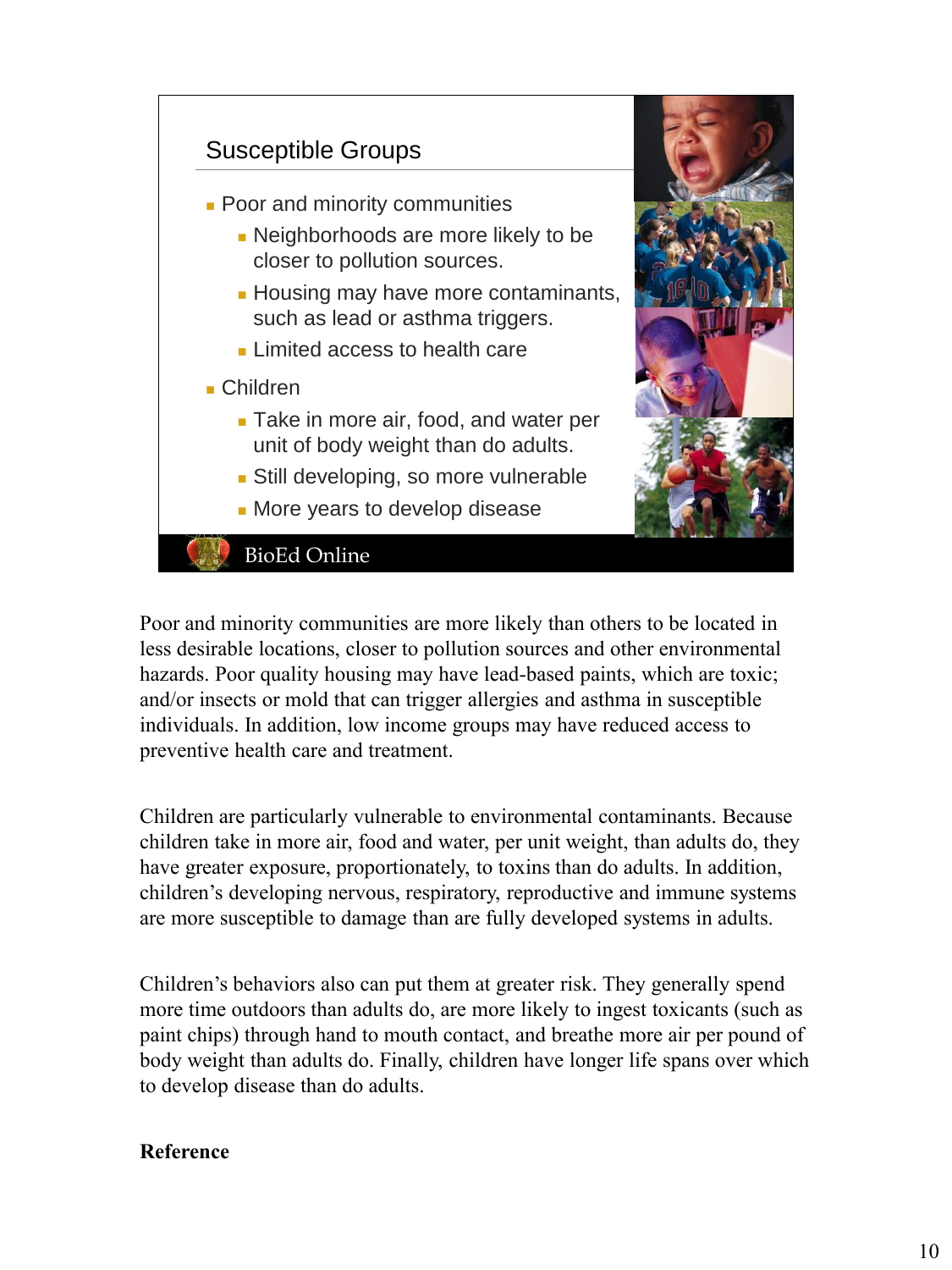## Susceptible Groups

- Poor and minority communities
  - Neighborhoods are more likely to be closer to pollution sources.
  - Housing may have more contaminants, such as lead or asthma triggers.
  - Limited access to health care
- Children
  - Take in more air, food, and water per unit of body weight than do adults.
  - Still developing, so more vulnerable
  - More years to develop disease

BioEd Online

Poor and minority communities are more likely than others to be located in less desirable locations, closer to pollution sources and other environmental hazards. Poor quality housing may have lead-based paints, which are toxic; and/or insects or mold that can trigger allergies and asthma in susceptible individuals. In addition, low income groups may have reduced access to preventive health care and treatment.

Children are particularly vulnerable to environmental contaminants. Because children take in more air, food and water, per unit weight, than adults do, they have greater exposure, proportionately, to toxins than do adults. In addition, children's developing nervous, respiratory, reproductive and immune systems are more susceptible to damage than are fully developed systems in adults.

Children's behaviors also can put them at greater risk. They generally spend more time outdoors than adults do, are more likely to ingest toxicants (such as paint chips) through hand to mouth contact, and breathe more air per pound of body weight than adults do. Finally, children have longer life spans over which to develop disease than do adults.

**Reference**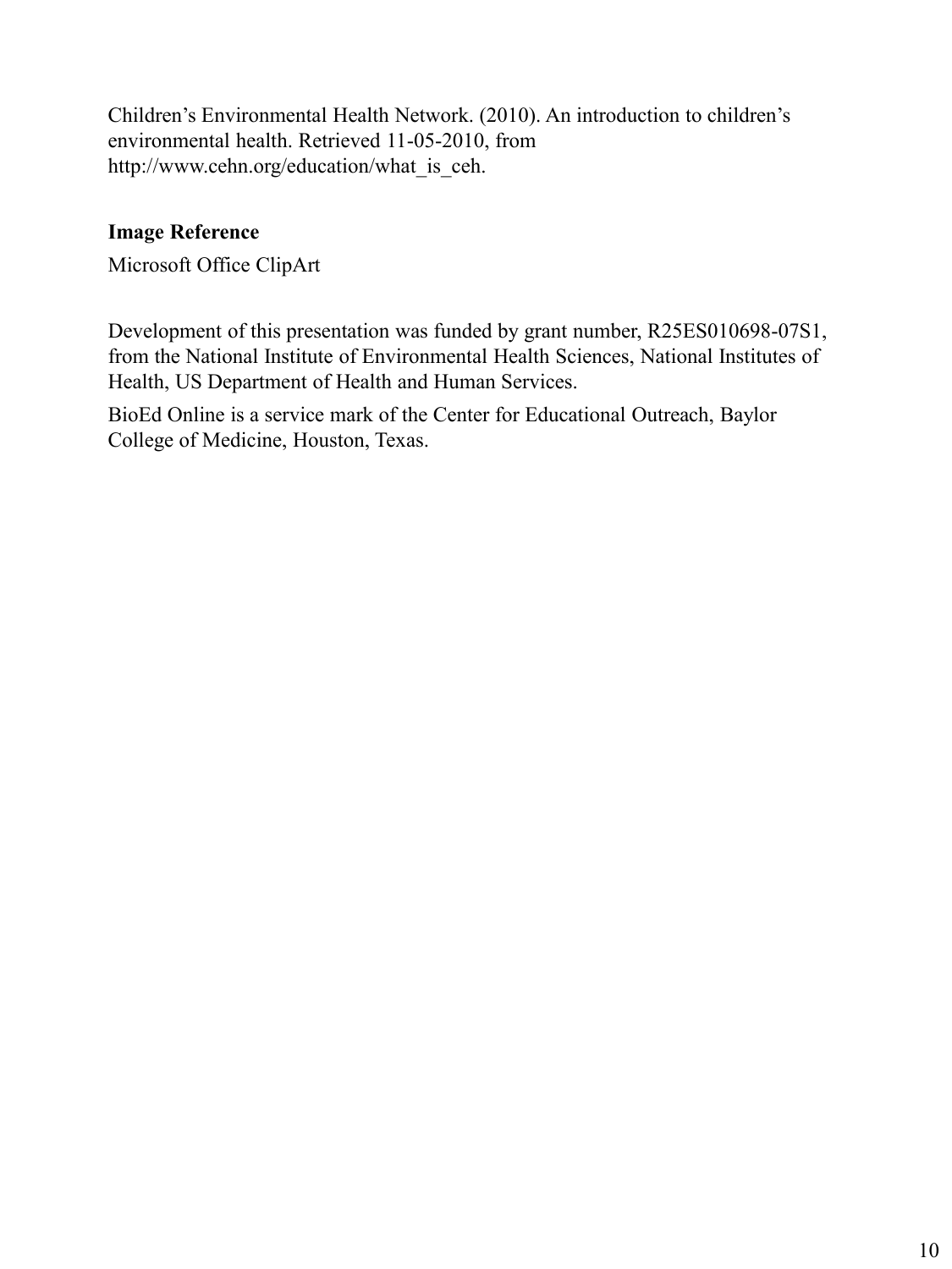Children's Environmental Health Network. (2010). An introduction to children's environmental health. Retrieved 11-05-2010, from http://www.cehn.org/education/what_is_ceh.

**Image Reference**

Microsoft Office ClipArt

Development of this presentation was funded by grant number, R25ES010698-07S1, from the National Institute of Environmental Health Sciences, National Institutes of Health, US Department of Health and Human Services.

BioEd Online is a service mark of the Center for Educational Outreach, Baylor College of Medicine, Houston, Texas.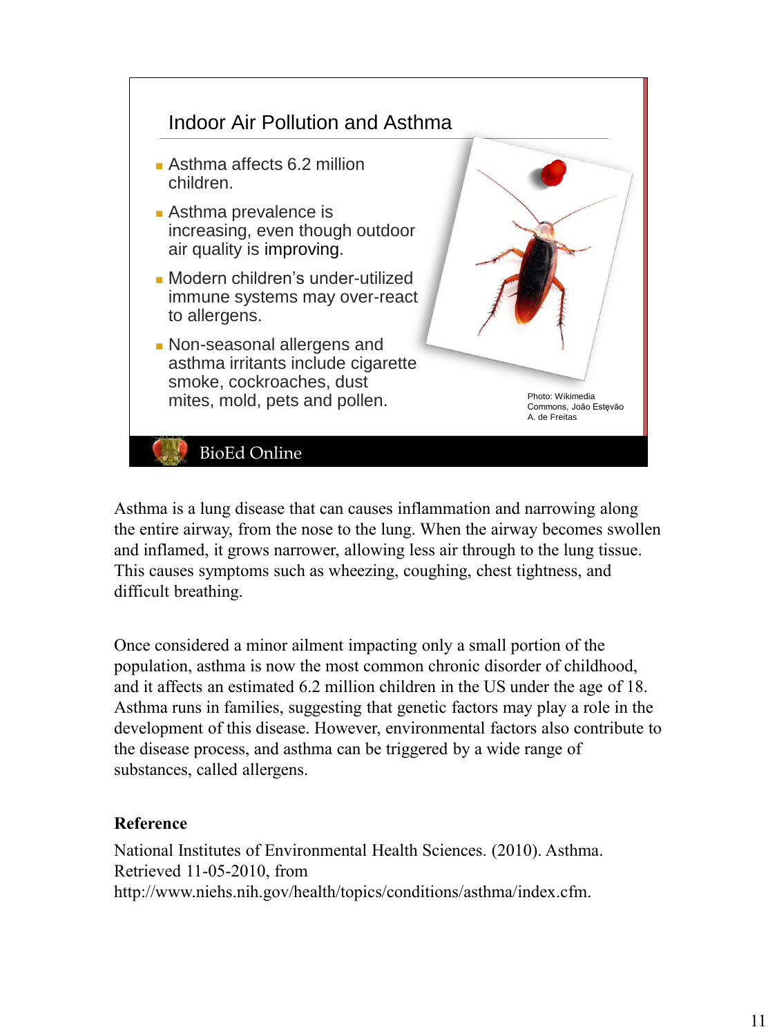## Indoor Air Pollution and Asthma

- Asthma affects 6.2 million children.
- Asthma prevalence is increasing, even though outdoor air quality is improving.
- Modern children's under-utilized immune systems may over-react to allergens.
- Non-seasonal allergens and asthma irritants include cigarette smoke, cockroaches, dust mites, mold, pets and pollen.

Photo: Wikimedia Commons, João Estêvão A. de Freitas

BioEd Online

Asthma is a lung disease that can causes inflammation and narrowing along the entire airway, from the nose to the lung. When the airway becomes swollen and inflamed, it grows narrower, allowing less air through to the lung tissue. This causes symptoms such as wheezing, coughing, chest tightness, and difficult breathing.

Once considered a minor ailment impacting only a small portion of the population, asthma is now the most common chronic disorder of childhood, and it affects an estimated 6.2 million children in the US under the age of 18. Asthma runs in families, suggesting that genetic factors may play a role in the development of this disease. However, environmental factors also contribute to the disease process, and asthma can be triggered by a wide range of substances, called allergens.

**Reference**

National Institutes of Environmental Health Sciences. (2010). Asthma. Retrieved 11-05-2010, from http://www.niehs.nih.gov/health/topics/conditions/asthma/index.cfm.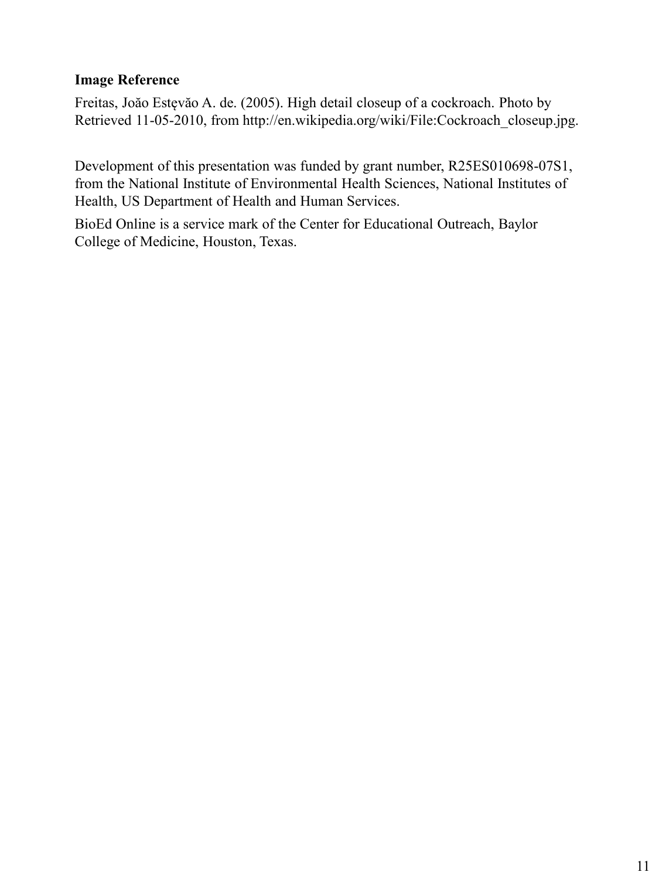**Image Reference**

Freitas, Joăo Estęvăo A. de. (2005). High detail closeup of a cockroach. Photo by Retrieved 11-05-2010, from http://en.wikipedia.org/wiki/File:Cockroach_closeup.jpg.

Development of this presentation was funded by grant number, R25ES010698-07S1, from the National Institute of Environmental Health Sciences, National Institutes of Health, US Department of Health and Human Services.

BioEd Online is a service mark of the Center for Educational Outreach, Baylor College of Medicine, Houston, Texas.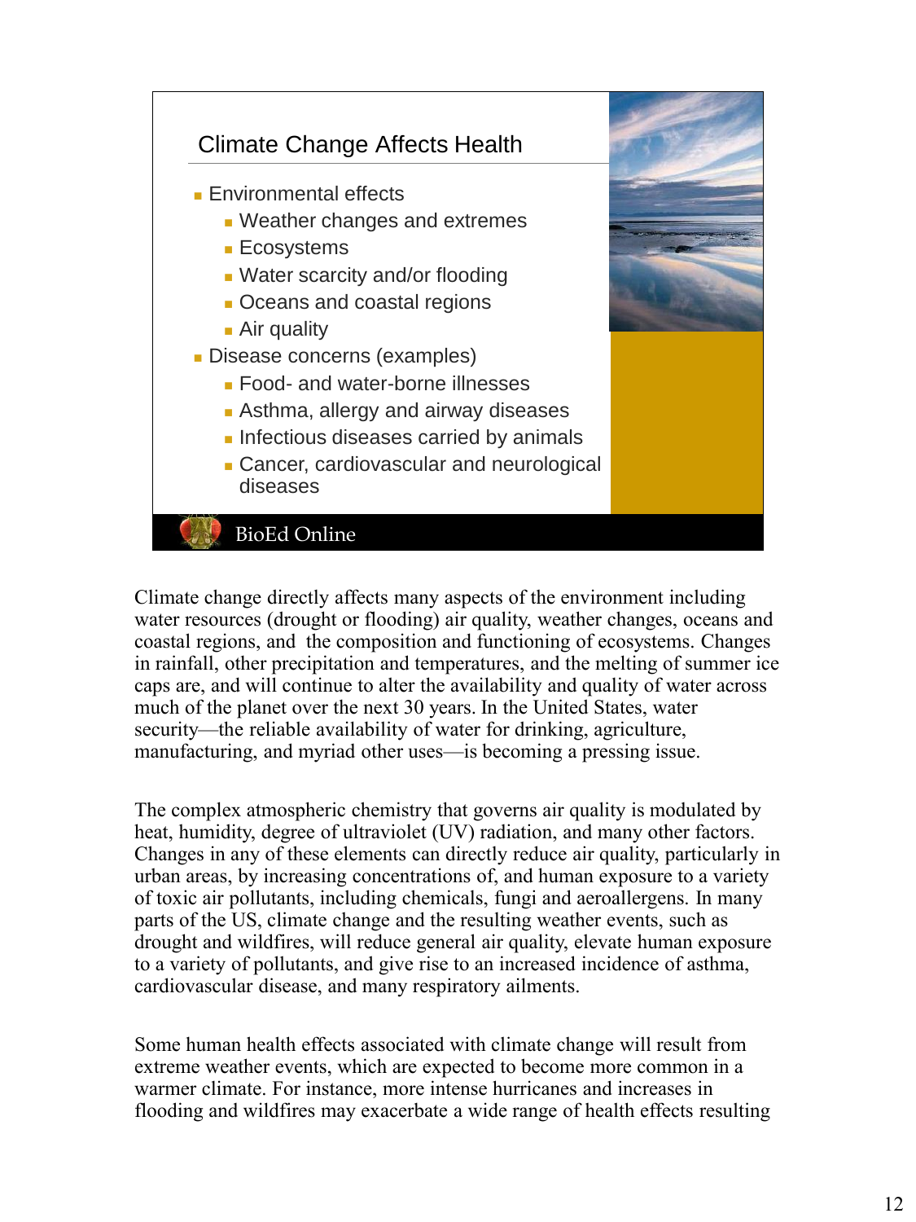## Climate Change Affects Health

- Environmental effects
  - Weather changes and extremes
  - Ecosystems
  - Water scarcity and/or flooding
  - Oceans and coastal regions
  - Air quality
- Disease concerns (examples)
  - Food- and water-borne illnesses
  - Asthma, allergy and airway diseases
  - Infectious diseases carried by animals
  - Cancer, cardiovascular and neurological diseases

BioEd Online

Climate change directly affects many aspects of the environment including water resources (drought or flooding) air quality, weather changes, oceans and coastal regions, and the composition and functioning of ecosystems. Changes in rainfall, other precipitation and temperatures, and the melting of summer ice caps are, and will continue to alter the availability and quality of water across much of the planet over the next 30 years. In the United States, water security—the reliable availability of water for drinking, agriculture, manufacturing, and myriad other uses—is becoming a pressing issue.

The complex atmospheric chemistry that governs air quality is modulated by heat, humidity, degree of ultraviolet (UV) radiation, and many other factors. Changes in any of these elements can directly reduce air quality, particularly in urban areas, by increasing concentrations of, and human exposure to a variety of toxic air pollutants, including chemicals, fungi and aeroallergens. In many parts of the US, climate change and the resulting weather events, such as drought and wildfires, will reduce general air quality, elevate human exposure to a variety of pollutants, and give rise to an increased incidence of asthma, cardiovascular disease, and many respiratory ailments.

Some human health effects associated with climate change will result from extreme weather events, which are expected to become more common in a warmer climate. For instance, more intense hurricanes and increases in flooding and wildfires may exacerbate a wide range of health effects resulting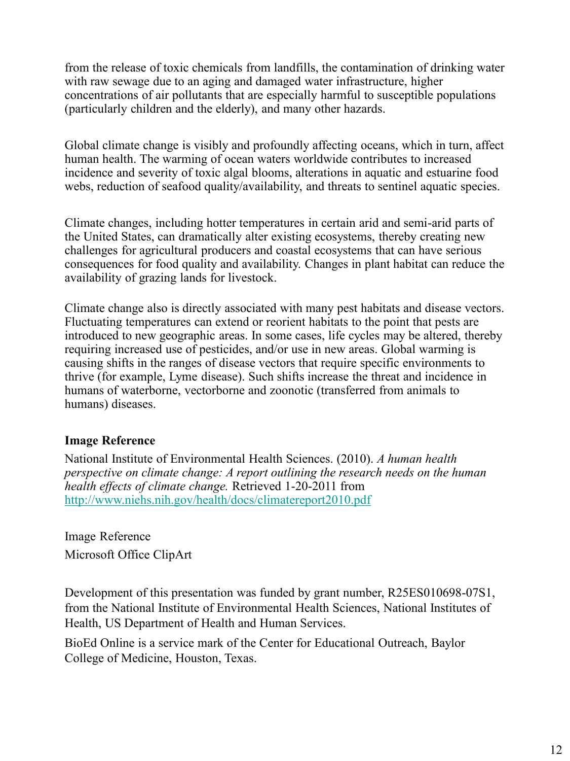from the release of toxic chemicals from landfills, the contamination of drinking water with raw sewage due to an aging and damaged water infrastructure, higher concentrations of air pollutants that are especially harmful to susceptible populations (particularly children and the elderly), and many other hazards.

Global climate change is visibly and profoundly affecting oceans, which in turn, affect human health. The warming of ocean waters worldwide contributes to increased incidence and severity of toxic algal blooms, alterations in aquatic and estuarine food webs, reduction of seafood quality/availability, and threats to sentinel aquatic species.

Climate changes, including hotter temperatures in certain arid and semi-arid parts of the United States, can dramatically alter existing ecosystems, thereby creating new challenges for agricultural producers and coastal ecosystems that can have serious consequences for food quality and availability. Changes in plant habitat can reduce the availability of grazing lands for livestock.

Climate change also is directly associated with many pest habitats and disease vectors. Fluctuating temperatures can extend or reorient habitats to the point that pests are introduced to new geographic areas. In some cases, life cycles may be altered, thereby requiring increased use of pesticides, and/or use in new areas. Global warming is causing shifts in the ranges of disease vectors that require specific environments to thrive (for example, Lyme disease). Such shifts increase the threat and incidence in humans of waterborne, vectorborne and zoonotic (transferred from animals to humans) diseases.

**Image Reference**

National Institute of Environmental Health Sciences. (2010). *A human health perspective on climate change: A report outlining the research needs on the human health effects of climate change.* Retrieved 1-20-2011 from http://www.niehs.nih.gov/health/docs/climatereport2010.pdf

Image Reference

Microsoft Office ClipArt

Development of this presentation was funded by grant number, R25ES010698-07S1, from the National Institute of Environmental Health Sciences, National Institutes of Health, US Department of Health and Human Services.

BioEd Online is a service mark of the Center for Educational Outreach, Baylor College of Medicine, Houston, Texas.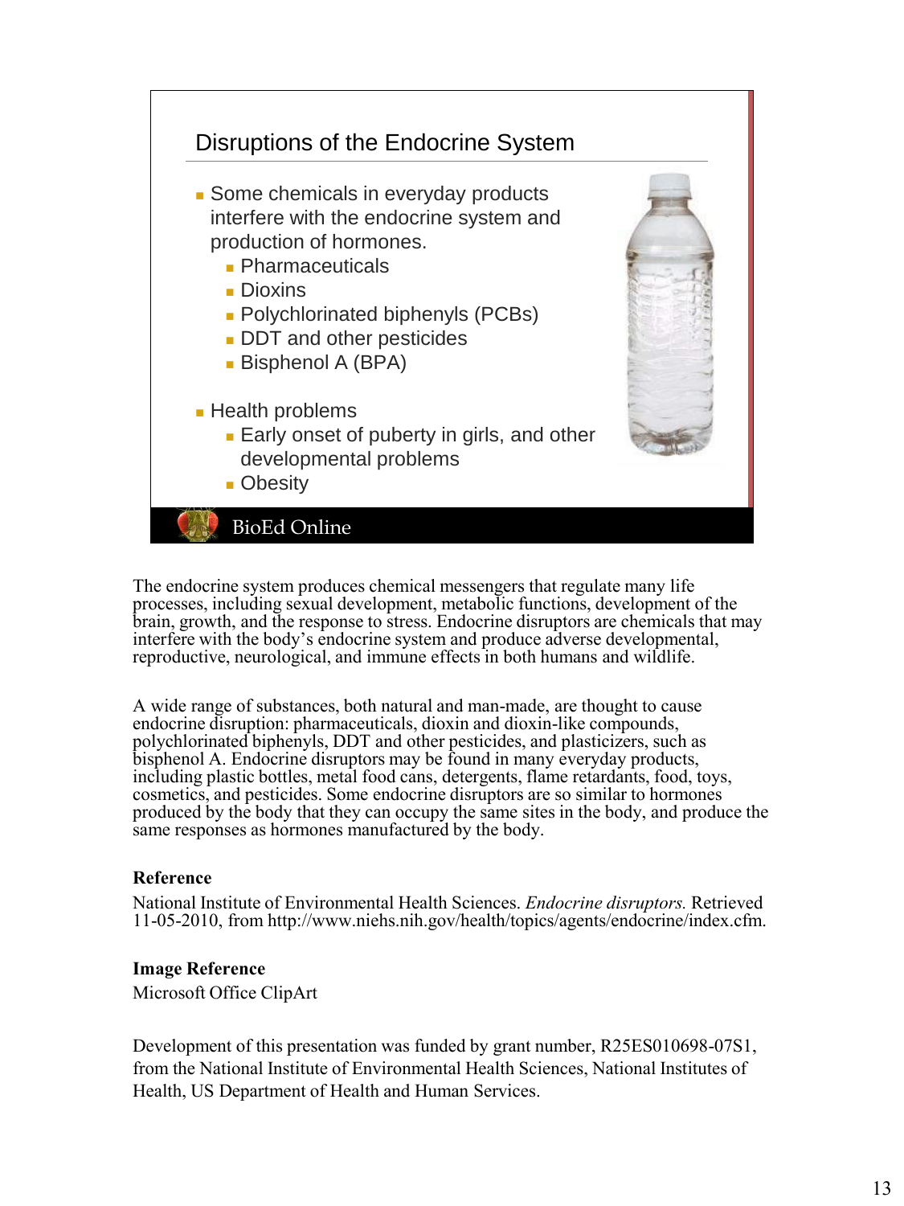## Disruptions of the Endocrine System

- Some chemicals in everyday products interfere with the endocrine system and production of hormones.
  - Pharmaceuticals
  - Dioxins
  - Polychlorinated biphenyls (PCBs)
  - DDT and other pesticides
  - Bisphenol A (BPA)
- Health problems
  - Early onset of puberty in girls, and other developmental problems
  - Obesity

BioEd Online

The endocrine system produces chemical messengers that regulate many life processes, including sexual development, metabolic functions, development of the brain, growth, and the response to stress. Endocrine disruptors are chemicals that may interfere with the body's endocrine system and produce adverse developmental, reproductive, neurological, and immune effects in both humans and wildlife.

A wide range of substances, both natural and man-made, are thought to cause endocrine disruption: pharmaceuticals, dioxin and dioxin-like compounds, polychlorinated biphenyls, DDT and other pesticides, and plasticizers, such as bisphenol A. Endocrine disruptors may be found in many everyday products, including plastic bottles, metal food cans, detergents, flame retardants, food, toys, cosmetics, and pesticides. Some endocrine disruptors are so similar to hormones produced by the body that they can occupy the same sites in the body, and produce the same responses as hormones manufactured by the body.

**Reference**

National Institute of Environmental Health Sciences. *Endocrine disruptors.* Retrieved 11-05-2010, from http://www.niehs.nih.gov/health/topics/agents/endocrine/index.cfm.

**Image Reference**

Microsoft Office ClipArt

Development of this presentation was funded by grant number, R25ES010698-07S1, from the National Institute of Environmental Health Sciences, National Institutes of Health, US Department of Health and Human Services.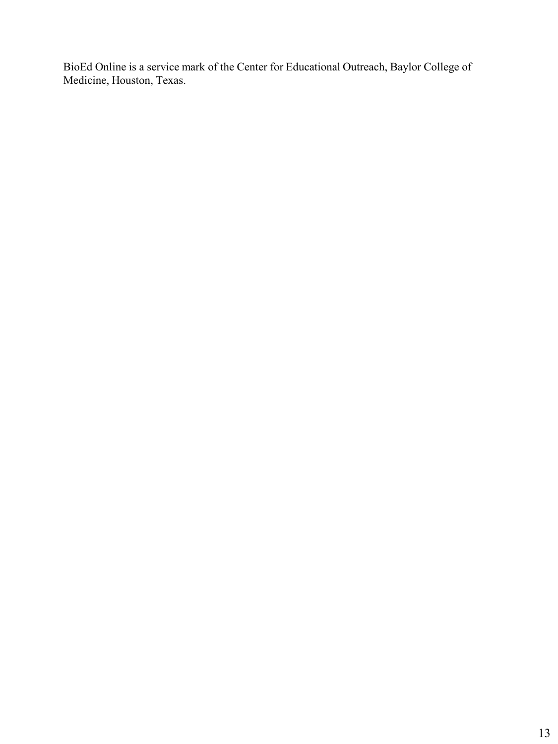BioEd Online is a service mark of the Center for Educational Outreach, Baylor College of Medicine, Houston, Texas.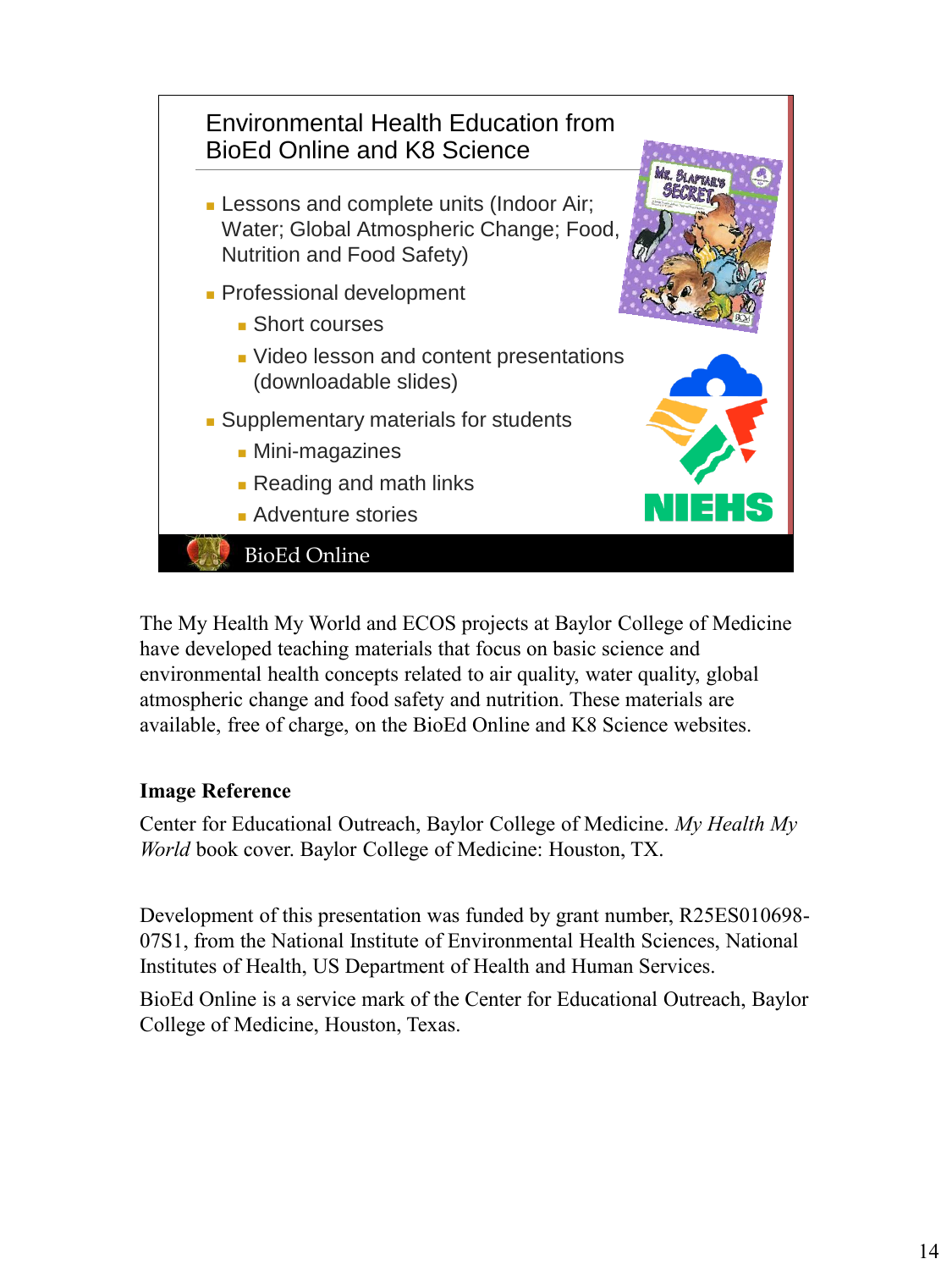## Environmental Health Education from BioEd Online and K8 Science

- Lessons and complete units (Indoor Air; Water; Global Atmospheric Change; Food, Nutrition and Food Safety)
- Professional development
  - Short courses
  - Video lesson and content presentations (downloadable slides)
- Supplementary materials for students
  - Mini-magazines
  - Reading and math links
  - Adventure stories

BioEd Online

The My Health My World and ECOS projects at Baylor College of Medicine have developed teaching materials that focus on basic science and environmental health concepts related to air quality, water quality, global atmospheric change and food safety and nutrition. These materials are available, free of charge, on the BioEd Online and K8 Science websites.

**Image Reference**

Center for Educational Outreach, Baylor College of Medicine. *My Health My World* book cover. Baylor College of Medicine: Houston, TX.

Development of this presentation was funded by grant number, R25ES010698-07S1, from the National Institute of Environmental Health Sciences, National Institutes of Health, US Department of Health and Human Services.

BioEd Online is a service mark of the Center for Educational Outreach, Baylor College of Medicine, Houston, Texas.